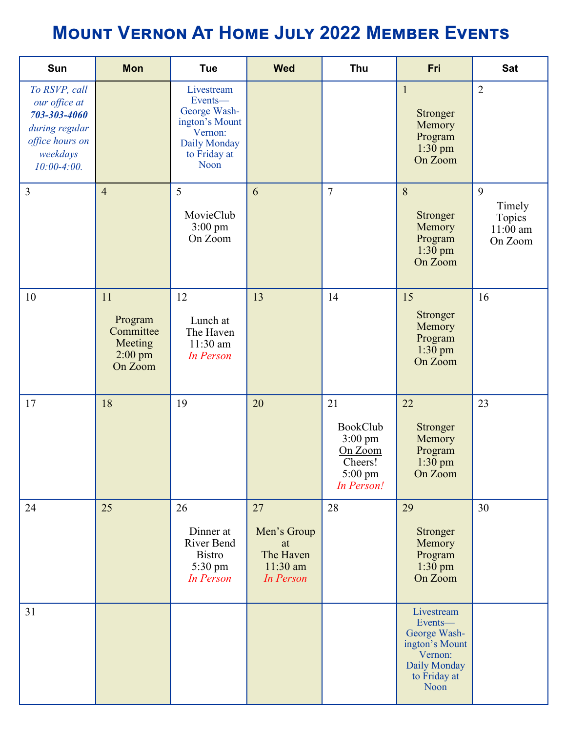# Mount Vernon At Home July 2022 Member Events

| Sun | Mon | Tue | Wed | Thu | Fri | Sat |
|---|---|---|---|---|---|---|
| *To RSVP, call our office at **703-303-4060** during regular office hours on weekdays 10:00-4:00.* | | Livestream Events—George Washington's Mount Vernon: Daily Monday to Friday at Noon | | | 1<br>Stronger Memory Program 1:30 pm On Zoom | 2 |
| 3 | 4 | 5<br>MovieClub 3:00 pm On Zoom | 6 | 7 | 8<br>Stronger Memory Program 1:30 pm On Zoom | 9<br>Timely Topics 11:00 am On Zoom |
| 10 | 11<br>Program Committee Meeting 2:00 pm On Zoom | 12<br>Lunch at The Haven 11:30 am *In Person* | 13 | 14 | 15<br>Stronger Memory Program 1:30 pm On Zoom | 16 |
| 17 | 18 | 19 | 20 | 21<br>BookClub 3:00 pm <u>On Zoom</u><br>Cheers! 5:00 pm *In Person!* | 22<br>Stronger Memory Program 1:30 pm On Zoom | 23 |
| 24 | 25 | 26<br>Dinner at River Bend Bistro 5:30 pm *In Person* | 27<br>Men's Group at The Haven 11:30 am *In Person* | 28 | 29<br>Stronger Memory Program 1:30 pm On Zoom | 30 |
| 31 | | | | | Livestream Events—George Washington's Mount Vernon: Daily Monday to Friday at Noon | |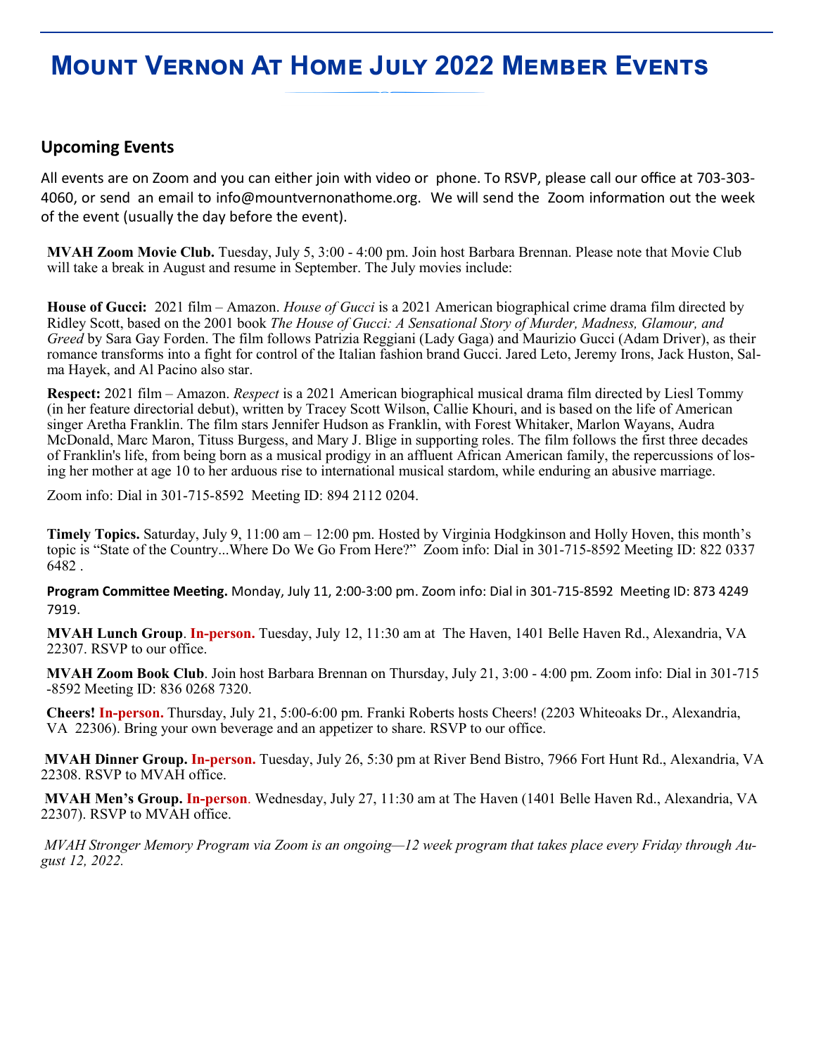# Mount Vernon At Home July 2022 Member Events

## Upcoming Events

All events are on Zoom and you can either join with video or phone. To RSVP, please call our office at 703-303-4060, or send an email to info@mountvernonathome.org. We will send the Zoom information out the week of the event (usually the day before the event).

**MVAH Zoom Movie Club.** Tuesday, July 5, 3:00 - 4:00 pm. Join host Barbara Brennan. Please note that Movie Club will take a break in August and resume in September. The July movies include:

**House of Gucci:** 2021 film – Amazon. *House of Gucci* is a 2021 American biographical crime drama film directed by Ridley Scott, based on the 2001 book *The House of Gucci: A Sensational Story of Murder, Madness, Glamour, and Greed* by Sara Gay Forden. The film follows Patrizia Reggiani (Lady Gaga) and Maurizio Gucci (Adam Driver), as their romance transforms into a fight for control of the Italian fashion brand Gucci. Jared Leto, Jeremy Irons, Jack Huston, Salma Hayek, and Al Pacino also star.

**Respect:** 2021 film – Amazon. *Respect* is a 2021 American biographical musical drama film directed by Liesl Tommy (in her feature directorial debut), written by Tracey Scott Wilson, Callie Khouri, and is based on the life of American singer Aretha Franklin. The film stars Jennifer Hudson as Franklin, with Forest Whitaker, Marlon Wayans, Audra McDonald, Marc Maron, Tituss Burgess, and Mary J. Blige in supporting roles. The film follows the first three decades of Franklin's life, from being born as a musical prodigy in an affluent African American family, the repercussions of losing her mother at age 10 to her arduous rise to international musical stardom, while enduring an abusive marriage.

Zoom info: Dial in 301-715-8592 Meeting ID: 894 2112 0204.

**Timely Topics.** Saturday, July 9, 11:00 am – 12:00 pm. Hosted by Virginia Hodgkinson and Holly Hoven, this month's topic is "State of the Country...Where Do We Go From Here?" Zoom info: Dial in 301-715-8592 Meeting ID: 822 0337 6482 .

**Program Committee Meeting.** Monday, July 11, 2:00-3:00 pm. Zoom info: Dial in 301-715-8592 Meeting ID: 873 4249 7919.

**MVAH Lunch Group**. **In-person.** Tuesday, July 12, 11:30 am at The Haven, 1401 Belle Haven Rd., Alexandria, VA 22307. RSVP to our office.

**MVAH Zoom Book Club**. Join host Barbara Brennan on Thursday, July 21, 3:00 - 4:00 pm. Zoom info: Dial in 301-715-8592 Meeting ID: 836 0268 7320.

**Cheers! In-person.** Thursday, July 21, 5:00-6:00 pm. Franki Roberts hosts Cheers! (2203 Whiteoaks Dr., Alexandria, VA 22306). Bring your own beverage and an appetizer to share. RSVP to our office.

**MVAH Dinner Group. In-person.** Tuesday, July 26, 5:30 pm at River Bend Bistro, 7966 Fort Hunt Rd., Alexandria, VA 22308. RSVP to MVAH office.

**MVAH Men's Group. In-person**. Wednesday, July 27, 11:30 am at The Haven (1401 Belle Haven Rd., Alexandria, VA 22307). RSVP to MVAH office.

*MVAH Stronger Memory Program via Zoom is an ongoing—12 week program that takes place every Friday through August 12, 2022.*